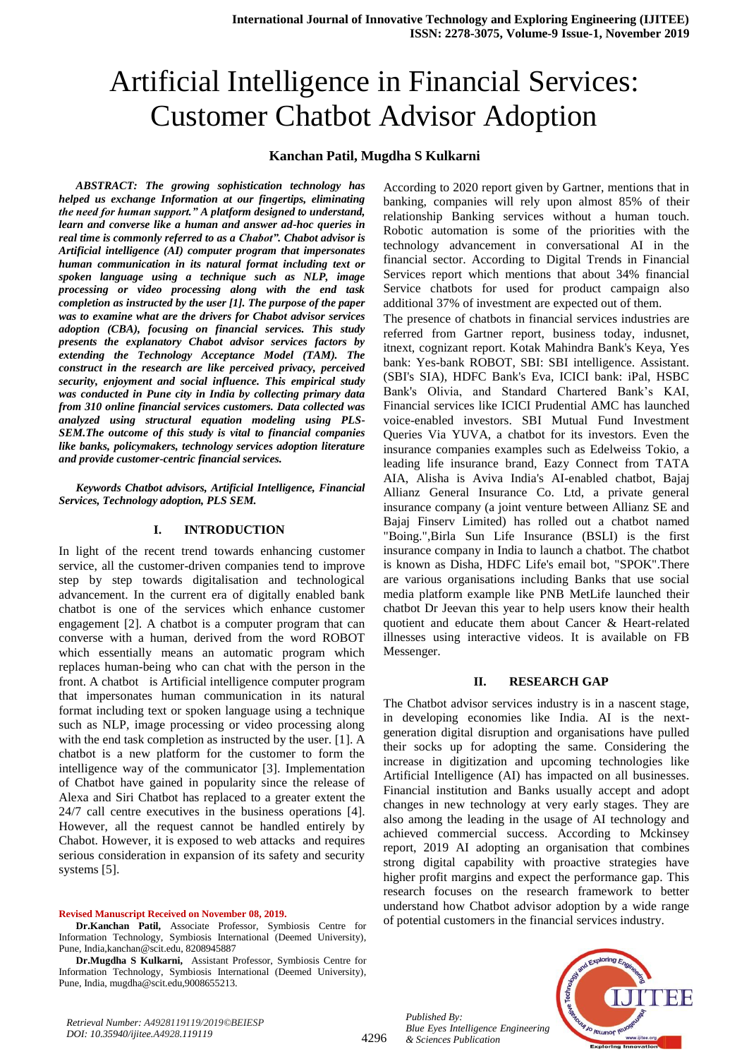# Artificial Intelligence in Financial Services: Customer Chatbot Advisor Adoption

**Kanchan Patil, Mugdha S Kulkarni**

***ABSTRACT: The growing sophistication technology has helped us exchange Information at our fingertips, eliminating the need for human support." A platform designed to understand, learn and converse like a human and answer ad-hoc queries in real time is commonly referred to as a Chabot". Chabot advisor is Artificial intelligence (AI) computer program that impersonates human communication in its natural format including text or spoken language using a technique such as NLP, image processing or video processing along with the end task completion as instructed by the user [1]. The purpose of the paper was to examine what are the drivers for Chabot advisor services adoption (CBA), focusing on financial services. This study presents the explanatory Chabot advisor services factors by extending the Technology Acceptance Model (TAM). The construct in the research are like perceived privacy, perceived security, enjoyment and social influence. This empirical study was conducted in Pune city in India by collecting primary data from 310 online financial services customers. Data collected was analyzed using structural equation modeling using PLS-SEM.The outcome of this study is vital to financial companies like banks, policymakers, technology services adoption literature and provide customer-centric financial services.***

***Keywords Chatbot advisors, Artificial Intelligence, Financial Services, Technology adoption, PLS SEM.***

## I. INTRODUCTION

In light of the recent trend towards enhancing customer service, all the customer-driven companies tend to improve step by step towards digitalisation and technological advancement. In the current era of digitally enabled bank chatbot is one of the services which enhance customer engagement [2]. A chatbot is a computer program that can converse with a human, derived from the word ROBOT which essentially means an automatic program which replaces human-being who can chat with the person in the front. A chatbot is Artificial intelligence computer program that impersonates human communication in its natural format including text or spoken language using a technique such as NLP, image processing or video processing along with the end task completion as instructed by the user. [1]. A chatbot is a new platform for the customer to form the intelligence way of the communicator [3]. Implementation of Chatbot have gained in popularity since the release of Alexa and Siri Chatbot has replaced to a greater extent the 24/7 call centre executives in the business operations [4]. However, all the request cannot be handled entirely by Chabot. However, it is exposed to web attacks and requires serious consideration in expansion of its safety and security systems [5].

**Revised Manuscript Received on November 08, 2019.**

**Dr.Kanchan Patil,** Associate Professor, Symbiosis Centre for Information Technology, Symbiosis International (Deemed University), Pune, India,kanchan@scit.edu, 8208945887

**Dr.Mugdha S Kulkarni,** Assistant Professor, Symbiosis Centre for Information Technology, Symbiosis International (Deemed University), Pune, India, mugdha@scit.edu,9008655213.

According to 2020 report given by Gartner, mentions that in banking, companies will rely upon almost 85% of their relationship Banking services without a human touch. Robotic automation is some of the priorities with the technology advancement in conversational AI in the financial sector. According to Digital Trends in Financial Services report which mentions that about 34% financial Service chatbots for used for product campaign also additional 37% of investment are expected out of them.

The presence of chatbots in financial services industries are referred from Gartner report, business today, indusnet, itnext, cognizant report. Kotak Mahindra Bank's Keya, Yes bank: Yes-bank ROBOT, SBI: SBI intelligence. Assistant. (SBI's SIA), HDFC Bank's Eva, ICICI bank: iPal, HSBC Bank's Olivia, and Standard Chartered Bank's KAI, Financial services like ICICI Prudential AMC has launched voice-enabled investors. SBI Mutual Fund Investment Queries Via YUVA, a chatbot for its investors. Even the insurance companies examples such as Edelweiss Tokio, a leading life insurance brand, Eazy Connect from TATA AIA, Alisha is Aviva India's AI-enabled chatbot, Bajaj Allianz General Insurance Co. Ltd, a private general insurance company (a joint venture between Allianz SE and Bajaj Finserv Limited) has rolled out a chatbot named "Boing.",Birla Sun Life Insurance (BSLI) is the first insurance company in India to launch a chatbot. The chatbot is known as Disha, HDFC Life's email bot, "SPOK".There are various organisations including Banks that use social media platform example like PNB MetLife launched their chatbot Dr Jeevan this year to help users know their health quotient and educate them about Cancer & Heart-related illnesses using interactive videos. It is available on FB Messenger.

## II. RESEARCH GAP

The Chatbot advisor services industry is in a nascent stage, in developing economies like India. AI is the next-generation digital disruption and organisations have pulled their socks up for adopting the same. Considering the increase in digitization and upcoming technologies like Artificial Intelligence (AI) has impacted on all businesses. Financial institution and Banks usually accept and adopt changes in new technology at very early stages. They are also among the leading in the usage of AI technology and achieved commercial success. According to Mckinsey report, 2019 AI adopting an organisation that combines strong digital capability with proactive strategies have higher profit margins and expect the performance gap. This research focuses on the research framework to better understand how Chatbot advisor adoption by a wide range of potential customers in the financial services industry.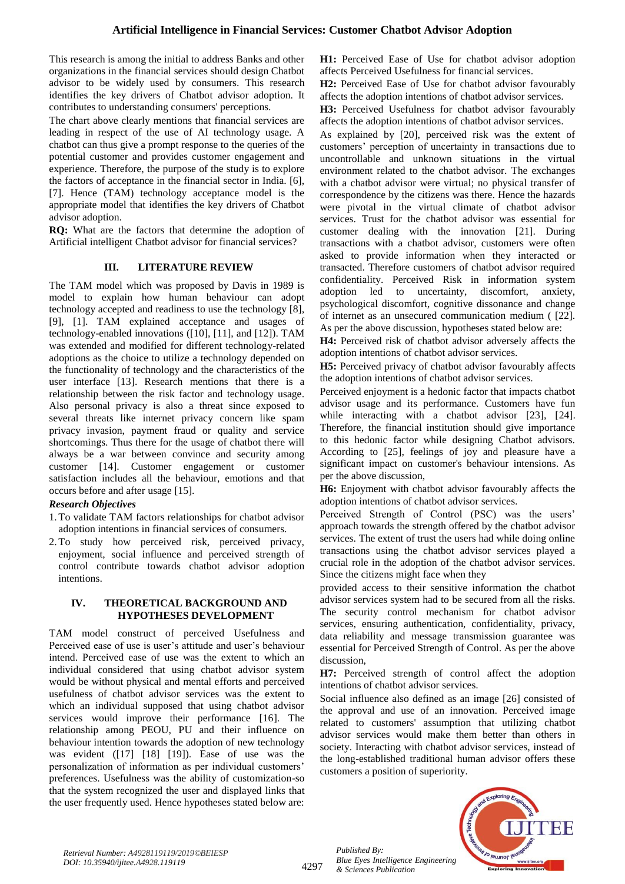This research is among the initial to address Banks and other organizations in the financial services should design Chatbot advisor to be widely used by consumers. This research identifies the key drivers of Chatbot advisor adoption. It contributes to understanding consumers' perceptions.

The chart above clearly mentions that financial services are leading in respect of the use of AI technology usage. A chatbot can thus give a prompt response to the queries of the potential customer and provides customer engagement and experience. Therefore, the purpose of the study is to explore the factors of acceptance in the financial sector in India. [6], [7]. Hence (TAM) technology acceptance model is the appropriate model that identifies the key drivers of Chatbot advisor adoption.

**RQ:** What are the factors that determine the adoption of Artificial intelligent Chatbot advisor for financial services?

## III. LITERATURE REVIEW

The TAM model which was proposed by Davis in 1989 is model to explain how human behaviour can adopt technology accepted and readiness to use the technology [8], [9], [1]. TAM explained acceptance and usages of technology-enabled innovations ([10], [11], and [12]). TAM was extended and modified for different technology-related adoptions as the choice to utilize a technology depended on the functionality of technology and the characteristics of the user interface [13]. Research mentions that there is a relationship between the risk factor and technology usage. Also personal privacy is also a threat since exposed to several threats like internet privacy concern like spam privacy invasion, payment fraud or quality and service shortcomings. Thus there for the usage of chatbot there will always be a war between convince and security among customer [14]. Customer engagement or customer satisfaction includes all the behaviour, emotions and that occurs before and after usage [15].

### *Research Objectives*

1. To validate TAM factors relationships for chatbot advisor adoption intentions in financial services of consumers.
2. To study how perceived risk, perceived privacy, enjoyment, social influence and perceived strength of control contribute towards chatbot advisor adoption intentions.

## IV. THEORETICAL BACKGROUND AND HYPOTHESES DEVELOPMENT

TAM model construct of perceived Usefulness and Perceived ease of use is user's attitude and user's behaviour intend. Perceived ease of use was the extent to which an individual considered that using chatbot advisor system would be without physical and mental efforts and perceived usefulness of chatbot advisor services was the extent to which an individual supposed that using chatbot advisor services would improve their performance [16]. The relationship among PEOU, PU and their influence on behaviour intention towards the adoption of new technology was evident ([17] [18] [19]). Ease of use was the personalization of information as per individual customers' preferences. Usefulness was the ability of customization-so that the system recognized the user and displayed links that the user frequently used. Hence hypotheses stated below are:

**H1:** Perceived Ease of Use for chatbot advisor adoption affects Perceived Usefulness for financial services.

**H2:** Perceived Ease of Use for chatbot advisor favourably affects the adoption intentions of chatbot advisor services.

**H3:** Perceived Usefulness for chatbot advisor favourably affects the adoption intentions of chatbot advisor services.

As explained by [20], perceived risk was the extent of customers' perception of uncertainty in transactions due to uncontrollable and unknown situations in the virtual environment related to the chatbot advisor. The exchanges with a chatbot advisor were virtual; no physical transfer of correspondence by the citizens was there. Hence the hazards were pivotal in the virtual climate of chatbot advisor services. Trust for the chatbot advisor was essential for customer dealing with the innovation [21]. During transactions with a chatbot advisor, customers were often asked to provide information when they interacted or transacted. Therefore customers of chatbot advisor required confidentiality. Perceived Risk in information system adoption led to uncertainty, discomfort, anxiety, psychological discomfort, cognitive dissonance and change of internet as an unsecured communication medium ( [22]. As per the above discussion, hypotheses stated below are:

**H4:** Perceived risk of chatbot advisor adversely affects the adoption intentions of chatbot advisor services.

**H5:** Perceived privacy of chatbot advisor favourably affects the adoption intentions of chatbot advisor services.

Perceived enjoyment is a hedonic factor that impacts chatbot advisor usage and its performance. Customers have fun while interacting with a chatbot advisor [23], [24]. Therefore, the financial institution should give importance to this hedonic factor while designing Chatbot advisors. According to [25], feelings of joy and pleasure have a significant impact on customer's behaviour intensions. As per the above discussion,

**H6:** Enjoyment with chatbot advisor favourably affects the adoption intentions of chatbot advisor services.

Perceived Strength of Control (PSC) was the users' approach towards the strength offered by the chatbot advisor services. The extent of trust the users had while doing online transactions using the chatbot advisor services played a crucial role in the adoption of the chatbot advisor services. Since the citizens might face when they provided access to their sensitive information the chatbot advisor services system had to be secured from all the risks. The security control mechanism for chatbot advisor services, ensuring authentication, confidentiality, privacy, data reliability and message transmission guarantee was essential for Perceived Strength of Control. As per the above discussion,

**H7:** Perceived strength of control affect the adoption intentions of chatbot advisor services.

Social influence also defined as an image [26] consisted of the approval and use of an innovation. Perceived image related to customers' assumption that utilizing chatbot advisor services would make them better than others in society. Interacting with chatbot advisor services, instead of the long-established traditional human advisor offers these customers a position of superiority.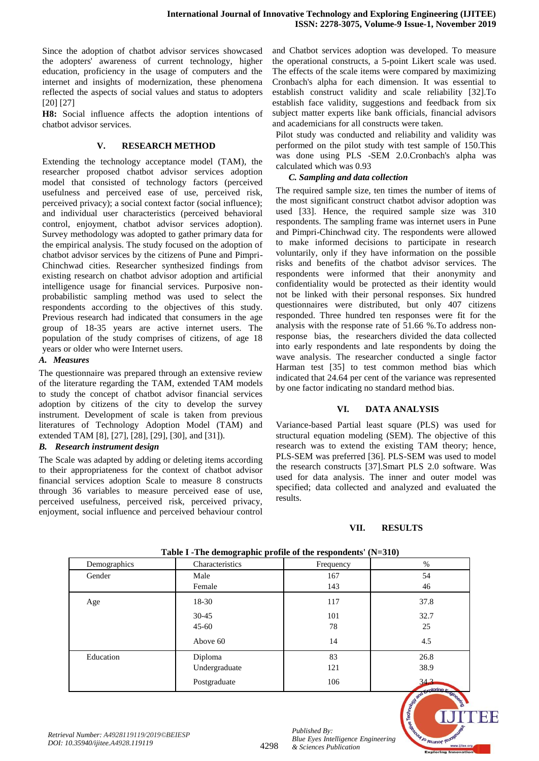Since the adoption of chatbot advisor services showcased the adopters' awareness of current technology, higher education, proficiency in the usage of computers and the internet and insights of modernization, these phenomena reflected the aspects of social values and status to adopters [20] [27]

**H8:** Social influence affects the adoption intentions of chatbot advisor services.

## V. RESEARCH METHOD

Extending the technology acceptance model (TAM), the researcher proposed chatbot advisor services adoption model that consisted of technology factors (perceived usefulness and perceived ease of use, perceived risk, perceived privacy); a social context factor (social influence); and individual user characteristics (perceived behavioral control, enjoyment, chatbot advisor services adoption). Survey methodology was adopted to gather primary data for the empirical analysis. The study focused on the adoption of chatbot advisor services by the citizens of Pune and Pimpri-Chinchwad cities. Researcher synthesized findings from existing research on chatbot advisor adoption and artificial intelligence usage for financial services. Purposive non-probabilistic sampling method was used to select the respondents according to the objectives of this study. Previous research had indicated that consumers in the age group of 18-35 years are active internet users. The population of the study comprises of citizens, of age 18 years or older who were Internet users.

### *A. Measures*

The questionnaire was prepared through an extensive review of the literature regarding the TAM, extended TAM models to study the concept of chatbot advisor financial services adoption by citizens of the city to develop the survey instrument. Development of scale is taken from previous literatures of Technology Adoption Model (TAM) and extended TAM [8], [27], [28], [29], [30], and [31]).

### *B. Research instrument design*

The Scale was adapted by adding or deleting items according to their appropriateness for the context of chatbot advisor financial services adoption Scale to measure 8 constructs through 36 variables to measure perceived ease of use, perceived usefulness, perceived risk, perceived privacy, enjoyment, social influence and perceived behaviour control and Chatbot services adoption was developed. To measure the operational constructs, a 5-point Likert scale was used. The effects of the scale items were compared by maximizing Cronbach's alpha for each dimension. It was essential to establish construct validity and scale reliability [32].To establish face validity, suggestions and feedback from six subject matter experts like bank officials, financial advisors and academicians for all constructs were taken.

Pilot study was conducted and reliability and validity was performed on the pilot study with test sample of 150.This was done using PLS -SEM 2.0.Cronbach's alpha was calculated which was 0.93

### *C. Sampling and data collection*

The required sample size, ten times the number of items of the most significant construct chatbot advisor adoption was used [33]. Hence, the required sample size was 310 respondents. The sampling frame was internet users in Pune and Pimpri-Chinchwad city. The respondents were allowed to make informed decisions to participate in research voluntarily, only if they have information on the possible risks and benefits of the chatbot advisor services. The respondents were informed that their anonymity and confidentiality would be protected as their identity would not be linked with their personal responses. Six hundred questionnaires were distributed, but only 407 citizens responded. Three hundred ten responses were fit for the analysis with the response rate of 51.66 %.To address non-response bias, the researchers divided the data collected into early respondents and late respondents by doing the wave analysis. The researcher conducted a single factor Harman test [35] to test common method bias which indicated that 24.64 per cent of the variance was represented by one factor indicating no standard method bias.

## VI. DATA ANALYSIS

Variance-based Partial least square (PLS) was used for structural equation modeling (SEM). The objective of this research was to extend the existing TAM theory; hence, PLS-SEM was preferred [36]. PLS-SEM was used to model the research constructs [37].Smart PLS 2.0 software. Was used for data analysis. The inner and outer model was specified; data collected and analyzed and evaluated the results.

## VII. RESULTS

**Table I -The demographic profile of the respondents' (N=310)**

| Demographics | Characteristics | Frequency | % |
|---|---|---|---|
| Gender | Male | 167 | 54 |
| | Female | 143 | 46 |
| Age | 18-30 | 117 | 37.8 |
| | 30-45 | 101 | 32.7 |
| | 45-60 | 78 | 25 |
| | Above 60 | 14 | 4.5 |
| Education | Diploma | 83 | 26.8 |
| | Undergraduate | 121 | 38.9 |
| | Postgraduate | 106 | 34.3 |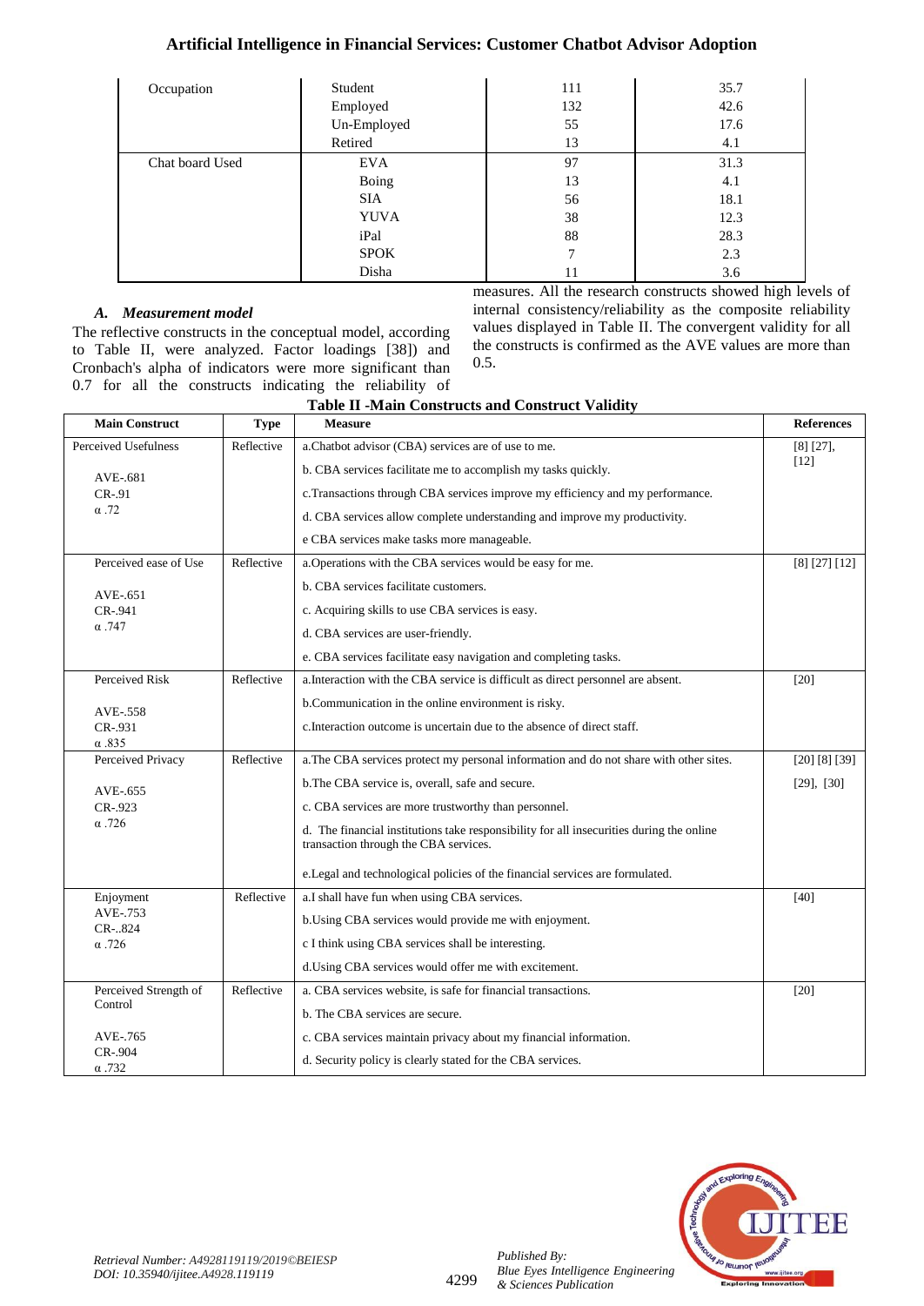| Occupation | Student | 111 | 35.7 |
|---|---|---|---|
| | Employed | 132 | 42.6 |
| | Un-Employed | 55 | 17.6 |
| | Retired | 13 | 4.1 |
| Chat board Used | EVA | 97 | 31.3 |
| | Boing | 13 | 4.1 |
| | SIA | 56 | 18.1 |
| | YUVA | 38 | 12.3 |
| | iPal | 88 | 28.3 |
| | SPOK | 7 | 2.3 |
| | Disha | 11 | 3.6 |

### *A. Measurement model*

The reflective constructs in the conceptual model, according to Table II, were analyzed. Factor loadings [38]) and Cronbach's alpha of indicators were more significant than 0.7 for all the constructs indicating the reliability of measures. All the research constructs showed high levels of internal consistency/reliability as the composite reliability values displayed in Table II. The convergent validity for all the constructs is confirmed as the AVE values are more than 0.5.

**Table II -Main Constructs and Construct Validity**

| Main Construct | Type | Measure | References |
|---|---|---|---|
| Perceived Usefulness<br>AVE-.681<br>CR-.91<br>α .72 | Reflective | a.Chatbot advisor (CBA) services are of use to me.<br>b. CBA services facilitate me to accomplish my tasks quickly.<br>c.Transactions through CBA services improve my efficiency and my performance.<br>d. CBA services allow complete understanding and improve my productivity.<br>e CBA services make tasks more manageable. | [8] [27], [12] |
| Perceived ease of Use<br>AVE-.651<br>CR-.941<br>α .747 | Reflective | a.Operations with the CBA services would be easy for me.<br>b. CBA services facilitate customers.<br>c. Acquiring skills to use CBA services is easy.<br>d. CBA services are user-friendly.<br>e. CBA services facilitate easy navigation and completing tasks. | [8] [27] [12] |
| Perceived Risk<br>AVE-.558<br>CR-.931<br>α .835 | Reflective | a.Interaction with the CBA service is difficult as direct personnel are absent.<br>b.Communication in the online environment is risky.<br>c.Interaction outcome is uncertain due to the absence of direct staff. | [20] |
| Perceived Privacy<br>AVE-.655<br>CR-.923<br>α .726 | Reflective | a.The CBA services protect my personal information and do not share with other sites.<br>b.The CBA service is, overall, safe and secure.<br>c. CBA services are more trustworthy than personnel.<br>d. The financial institutions take responsibility for all insecurities during the online transaction through the CBA services.<br>e.Legal and technological policies of the financial services are formulated. | [20] [8] [39] [29], [30] |
| Enjoyment<br>AVE-.753<br>CR-..824<br>α .726 | Reflective | a.I shall have fun when using CBA services.<br>b.Using CBA services would provide me with enjoyment.<br>c I think using CBA services shall be interesting.<br>d.Using CBA services would offer me with excitement. | [40] |
| Perceived Strength of Control<br>AVE-.765<br>CR-.904<br>α .732 | Reflective | a. CBA services website, is safe for financial transactions.<br>b. The CBA services are secure.<br>c. CBA services maintain privacy about my financial information.<br>d. Security policy is clearly stated for the CBA services. | [20] |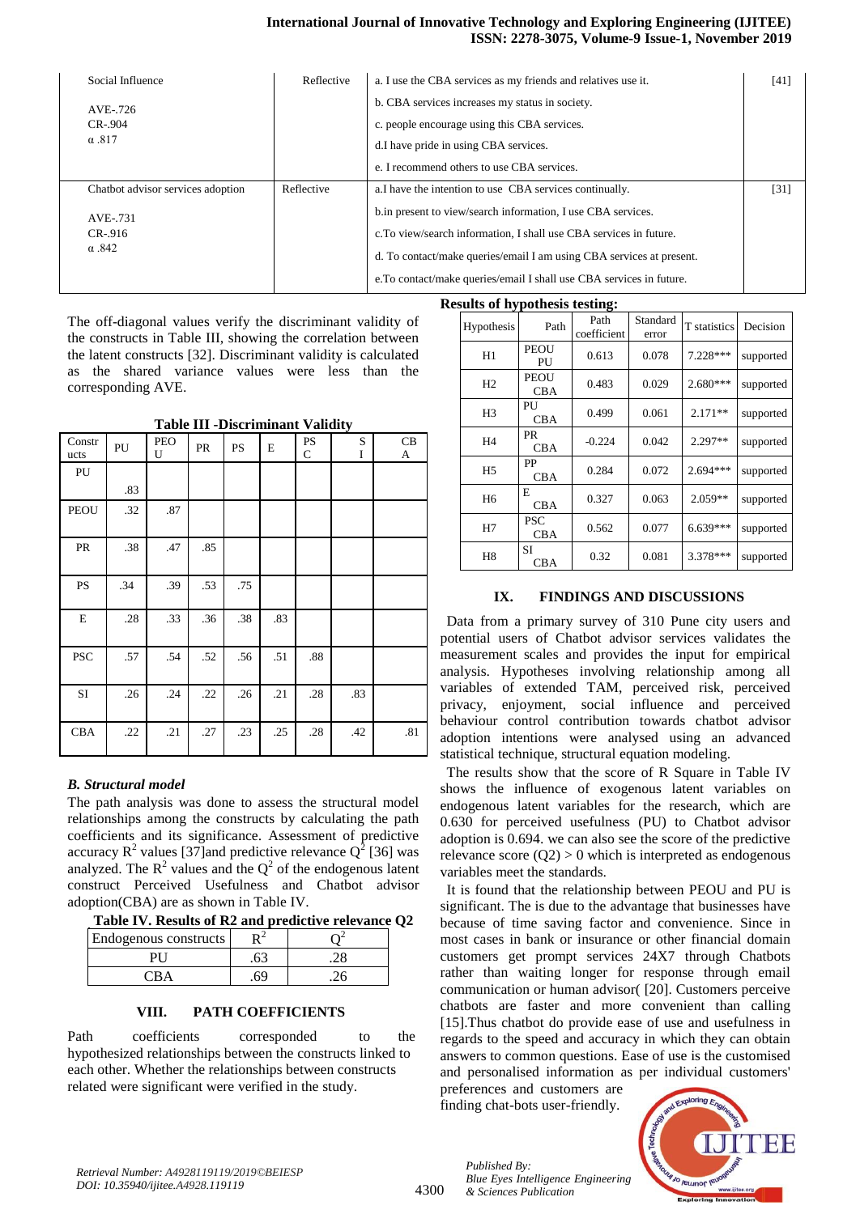| | | | |
|---|---|---|---|
| Social Influence<br><br>AVE-.726<br>CR-.904<br>α .817 | Reflective | a. I use the CBA services as my friends and relatives use it.<br>b. CBA services increases my status in society.<br>c. people encourage using this CBA services.<br>d.I have pride in using CBA services.<br>e. I recommend others to use CBA services. | [41] |
| Chatbot advisor services adoption<br><br>AVE-.731<br>CR-.916<br>α .842 | Reflective | a.I have the intention to use CBA services continually.<br>b.in present to view/search information, I use CBA services.<br>c.To view/search information, I shall use CBA services in future.<br>d. To contact/make queries/email I am using CBA services at present.<br>e.To contact/make queries/email I shall use CBA services in future. | [31] |

The off-diagonal values verify the discriminant validity of the constructs in Table III, showing the correlation between the latent constructs [32]. Discriminant validity is calculated as the shared variance values were less than the corresponding AVE.

**Table III -Discriminant Validity**

| Constructs | PU | PEOU | PR | PS | E | PSC | SI | CBA |
|---|---|---|---|---|---|---|---|---|
| PU | .83 | | | | | | | |
| PEOU | .32 | .87 | | | | | | |
| PR | .38 | .47 | .85 | | | | | |
| PS | .34 | .39 | .53 | .75 | | | | |
| E | .28 | .33 | .36 | .38 | .83 | | | |
| PSC | .57 | .54 | .52 | .56 | .51 | .88 | | |
| SI | .26 | .24 | .22 | .26 | .21 | .28 | .83 | |
| CBA | .22 | .21 | .27 | .23 | .25 | .28 | .42 | .81 |

### *B. Structural model*

The path analysis was done to assess the structural model relationships among the constructs by calculating the path coefficients and its significance. Assessment of predictive accuracy $R^2$ values [37]and predictive relevance $Q^2$ [36] was analyzed. The $R^2$ values and the $Q^2$ of the endogenous latent construct Perceived Usefulness and Chatbot advisor adoption(CBA) are as shown in Table IV.

**Table IV. Results of R2 and predictive relevance Q2**

| Endogenous constructs | $R^2$ | $Q^2$ |
|---|---|---|
| PU | .63 | .28 |
| CBA | .69 | .26 |

## VIII. PATH COEFFICIENTS

Path coefficients corresponded to the hypothesized relationships between the constructs linked to each other. Whether the relationships between constructs related were significant were verified in the study.

**Results of hypothesis testing:**

| Hypothesis | Path | Path coefficient | Standard error | T statistics | Decision |
|---|---|---|---|---|---|
| H1 | PEOU PU | 0.613 | 0.078 | 7.228*** | supported |
| H2 | PEOU CBA | 0.483 | 0.029 | 2.680*** | supported |
| H3 | PU CBA | 0.499 | 0.061 | 2.171** | supported |
| H4 | PR CBA | -0.224 | 0.042 | 2.297** | supported |
| H5 | PP CBA | 0.284 | 0.072 | 2.694*** | supported |
| H6 | E CBA | 0.327 | 0.063 | 2.059** | supported |
| H7 | PSC CBA | 0.562 | 0.077 | 6.639*** | supported |
| H8 | SI CBA | 0.32 | 0.081 | 3.378*** | supported |

## IX. FINDINGS AND DISCUSSIONS

Data from a primary survey of 310 Pune city users and potential users of Chatbot advisor services validates the measurement scales and provides the input for empirical analysis. Hypotheses involving relationship among all variables of extended TAM, perceived risk, perceived privacy, enjoyment, social influence and perceived behaviour control contribution towards chatbot advisor adoption intentions were analysed using an advanced statistical technique, structural equation modeling.

The results show that the score of R Square in Table IV shows the influence of exogenous latent variables on endogenous latent variables for the research, which are 0.630 for perceived usefulness (PU) to Chatbot advisor adoption is 0.694. we can also see the score of the predictive relevance score (Q2) > 0 which is interpreted as endogenous variables meet the standards.

It is found that the relationship between PEOU and PU is significant. The is due to the advantage that businesses have because of time saving factor and convenience. Since in most cases in bank or insurance or other financial domain customers get prompt services 24X7 through Chatbots rather than waiting longer for response through email communication or human advisor( [20]. Customers perceive chatbots are faster and more convenient than calling [15].Thus chatbot do provide ease of use and usefulness in regards to the speed and accuracy in which they can obtain answers to common questions. Ease of use is the customised and personalised information as per individual customers' preferences and customers are finding chat-bots user-friendly.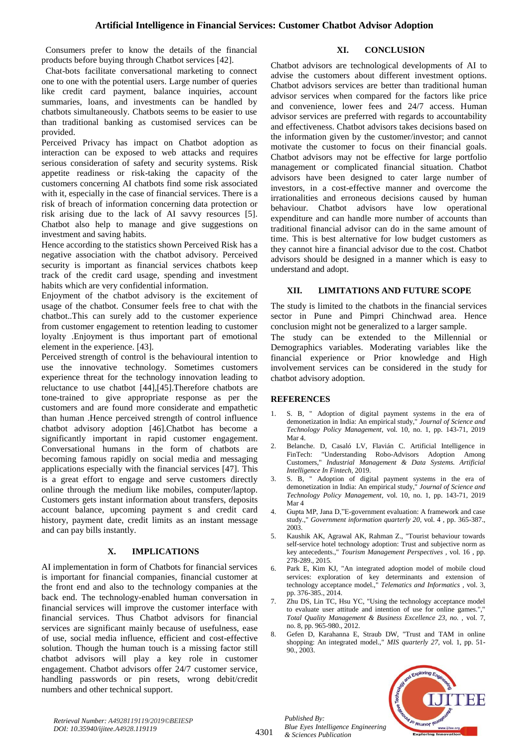Consumers prefer to know the details of the financial products before buying through Chatbot services [42].

Chat-bots facilitate conversational marketing to connect one to one with the potential users. Large number of queries like credit card payment, balance inquiries, account summaries, loans, and investments can be handled by chatbots simultaneously. Chatbots seems to be easier to use than traditional banking as customised services can be provided.

Perceived Privacy has impact on Chatbot adoption as interaction can be exposed to web attacks and requires serious consideration of safety and security systems. Risk appetite readiness or risk-taking the capacity of the customers concerning AI chatbots find some risk associated with it, especially in the case of financial services. There is a risk of breach of information concerning data protection or risk arising due to the lack of AI savvy resources [5]. Chatbot also help to manage and give suggestions on investment and saving habits.

Hence according to the statistics shown Perceived Risk has a negative association with the chatbot advisory. Perceived security is important as financial services chatbots keep track of the credit card usage, spending and investment habits which are very confidential information.

Enjoyment of the chatbot advisory is the excitement of usage of the chatbot. Consumer feels free to chat with the chatbot..This can surely add to the customer experience from customer engagement to retention leading to customer loyalty .Enjoyment is thus important part of emotional element in the experience. [43].

Perceived strength of control is the behavioural intention to use the innovative technology. Sometimes customers experience threat for the technology innovation leading to reluctance to use chatbot [44],[45].Therefore chatbots are tone-trained to give appropriate response as per the customers and are found more considerate and empathetic than human .Hence perceived strength of control influence chatbot advisory adoption [46].Chatbot has become a significantly important in rapid customer engagement. Conversational humans in the form of chatbots are becoming famous rapidly on social media and messaging applications especially with the financial services [47]. This is a great effort to engage and serve customers directly online through the medium like mobiles, computer/laptop. Customers gets instant information about transfers, deposits account balance, upcoming payment s and credit card history, payment date, credit limits as an instant message and can pay bills instantly.

## X. IMPLICATIONS

AI implementation in form of Chatbots for financial services is important for financial companies, financial customer at the front end and also to the technology companies at the back end. The technology-enabled human conversation in financial services will improve the customer interface with financial services. Thus Chatbot advisors for financial services are significant mainly because of usefulness, ease of use, social media influence, efficient and cost-effective solution. Though the human touch is a missing factor still chatbot advisors will play a key role in customer engagement. Chatbot advisors offer 24/7 customer service, handling passwords or pin resets, wrong debit/credit numbers and other technical support.

## XI. CONCLUSION

Chatbot advisors are technological developments of AI to advise the customers about different investment options. Chatbot advisors services are better than traditional human advisor services when compared for the factors like price and convenience, lower fees and 24/7 access. Human advisor services are preferred with regards to accountability and effectiveness. Chatbot advisors takes decisions based on the information given by the customer/investor; and cannot motivate the customer to focus on their financial goals. Chatbot advisors may not be effective for large portfolio management or complicated financial situation. Chatbot advisors have been designed to cater large number of investors, in a cost-effective manner and overcome the irrationalities and erroneous decisions caused by human behaviour. Chatbot advisors have low operational expenditure and can handle more number of accounts than traditional financial advisor can do in the same amount of time. This is best alternative for low budget customers as they cannot hire a financial advisor due to the cost. Chatbot advisors should be designed in a manner which is easy to understand and adopt.

## XII. LIMITATIONS AND FUTURE SCOPE

The study is limited to the chatbots in the financial services sector in Pune and Pimpri Chinchwad area. Hence conclusion might not be generalized to a larger sample.

The study can be extended to the Millennial or Demographics variables. Moderating variables like the financial experience or Prior knowledge and High involvement services can be considered in the study for chatbot advisory adoption.

## REFERENCES

1. S. B, " Adoption of digital payment systems in the era of demonetization in India: An empirical study," *Journal of Science and Technology Policy Management*, vol. 10, no. 1, pp. 143-71, 2019 Mar 4.
2. Belanche. D, Casaló LV, Flavián C. Artificial Intelligence in FinTech: "Understanding Robo-Advisors Adoption Among Customers," *Industrial Management & Data Systems. Artificial Intelligence In Fintech*, 2019.
3. S. B, " Adoption of digital payment systems in the era of demonetization in India: An empirical study," *Journal of Science and Technology Policy Management*, vol. 10, no. 1, pp. 143-71, 2019 Mar 4
4. Gupta MP, Jana D,"E-government evaluation: A framework and case study.," *Government information quarterly 20*, vol. 4 , pp. 365-387., 2003.
5. Kaushik AK, Agrawal AK, Rahman Z., "Tourist behaviour towards self-service hotel technology adoption: Trust and subjective norm as key antecedents.," *Tourism Management Perspectives* , vol. 16 , pp. 278-289., 2015.
6. Park E, Kim KJ, "An integrated adoption model of mobile cloud services: exploration of key determinants and extension of technology acceptance model.," *Telematics and Informatics* , vol. 3, pp. 376-385., 2014.
7. Zhu DS, Lin TC, Hsu YC, "Using the technology acceptance model to evaluate user attitude and intention of use for online games."," *Total Quality Management & Business Excellence 23, no.* , vol. 7, no. 8, pp. 965-980., 2012.
8. Gefen D, Karahanna E, Straub DW, "Trust and TAM in online shopping: An integrated model.," *MIS quarterly 27*, vol. 1, pp. 51-90., 2003.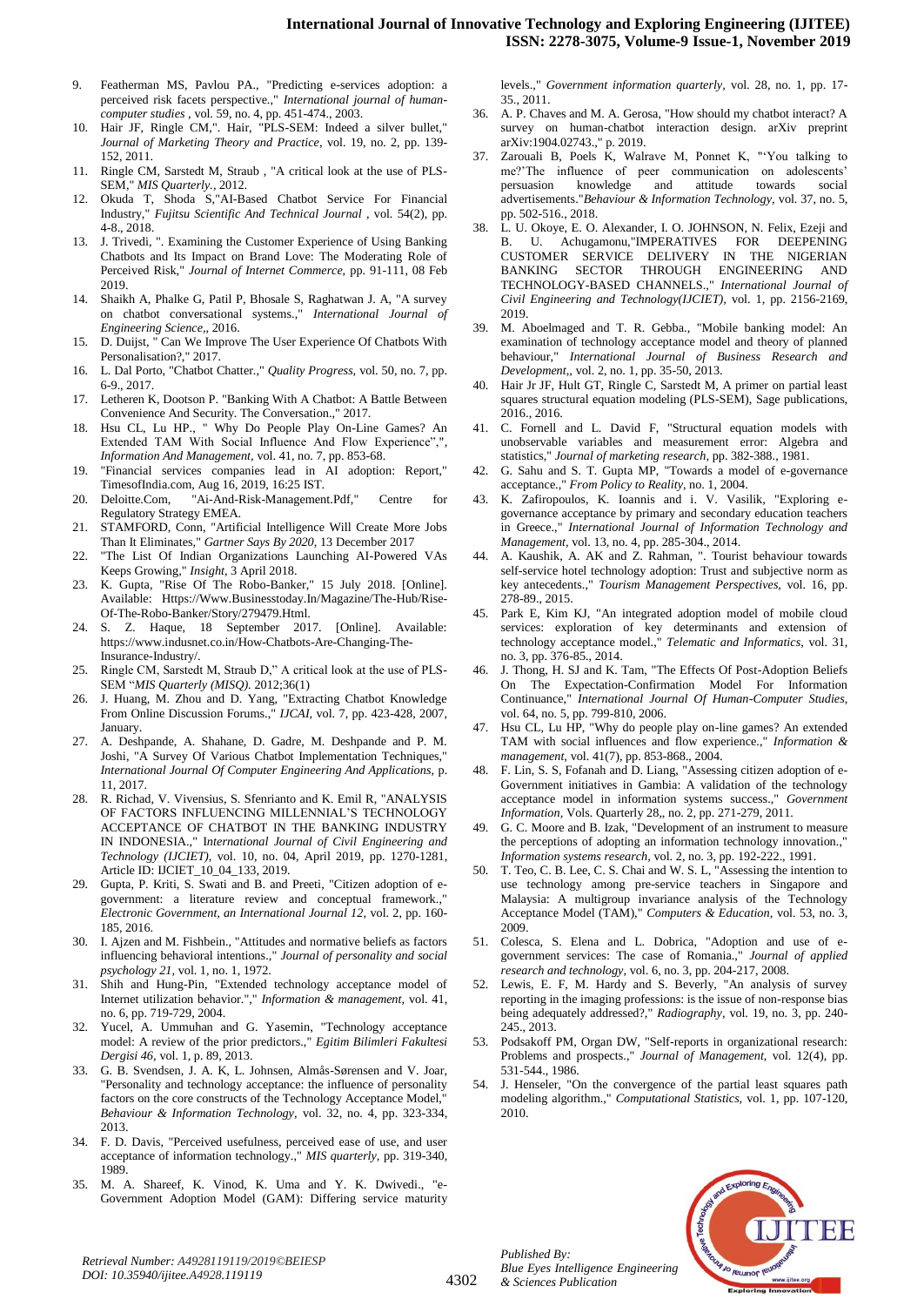9. Featherman MS, Pavlou PA., "Predicting e-services adoption: a perceived risk facets perspective.," *International journal of human-computer studies* , vol. 59, no. 4, pp. 451-474., 2003.
10. Hair JF, Ringle CM,". Hair, "PLS-SEM: Indeed a silver bullet," *Journal of Marketing Theory and Practice,* vol. 19, no. 2, pp. 139-152, 2011.
11. Ringle CM, Sarstedt M, Straub , "A critical look at the use of PLS-SEM," *MIS Quarterly.,* 2012.
12. Okuda T, Shoda S,"AI-Based Chatbot Service For Financial Industry," *Fujitsu Scientific And Technical Journal* , vol. 54(2), pp. 4-8., 2018.
13. J. Trivedi, ". Examining the Customer Experience of Using Banking Chatbots and Its Impact on Brand Love: The Moderating Role of Perceived Risk," *Journal of Internet Commerce,* pp. 91-111, 08 Feb 2019.
14. Shaikh A, Phalke G, Patil P, Bhosale S, Raghatwan J. A, "A survey on chatbot conversational systems.," *International Journal of Engineering Science,,* 2016.
15. D. Duijst, " Can We Improve The User Experience Of Chatbots With Personalisation?," 2017.
16. L. Dal Porto, "Chatbot Chatter.," *Quality Progress,* vol. 50, no. 7, pp. 6-9., 2017.
17. Letheren K, Dootson P. "Banking With A Chatbot: A Battle Between Convenience And Security. The Conversation.," 2017.
18. Hsu CL, Lu HP., " Why Do People Play On-Line Games? An Extended TAM With Social Influence And Flow Experience",", *Information And Management,* vol. 41, no. 7, pp. 853-68.
19. "Financial services companies lead in AI adoption: Report," TimesofIndia.com, Aug 16, 2019, 16:25 IST.
20. Deloitte.Com, "Ai-And-Risk-Management.Pdf," Centre for Regulatory Strategy EMEA.
21. STAMFORD, Conn, "Artificial Intelligence Will Create More Jobs Than It Eliminates," *Gartner Says By 2020,* 13 December 2017
22. "The List Of Indian Organizations Launching AI-Powered VAs Keeps Growing," *Insight,* 3 April 2018.
23. K. Gupta, "Rise Of The Robo-Banker," 15 July 2018. [Online]. Available: Https://Www.Businesstoday.In/Magazine/The-Hub/Rise-Of-The-Robo-Banker/Story/279479.Html.
24. S. Z. Haque, 18 September 2017. [Online]. Available: https://www.indusnet.co.in/How-Chatbots-Are-Changing-The-Insurance-Industry/.
25. Ringle CM, Sarstedt M, Straub D," A critical look at the use of PLS-SEM "*MIS Quarterly (MISQ).* 2012;36(1)
26. J. Huang, M. Zhou and D. Yang, "Extracting Chatbot Knowledge From Online Discussion Forums.," *IJCAI,* vol. 7, pp. 423-428, 2007, January.
27. A. Deshpande, A. Shahane, D. Gadre, M. Deshpande and P. M. Joshi, "A Survey Of Various Chatbot Implementation Techniques," *International Journal Of Computer Engineering And Applications,* p. 11, 2017.
28. R. Richad, V. Vivensius, S. Sfenrianto and K. Emil R, "ANALYSIS OF FACTORS INFLUENCING MILLENNIAL'S TECHNOLOGY ACCEPTANCE OF CHATBOT IN THE BANKING INDUSTRY IN INDONESIA.," I*nternational Journal of Civil Engineering and Technology (IJCIET),* vol. 10, no. 04, April 2019, pp. 1270-1281, Article ID: IJCIET_10_04_133, 2019.
29. Gupta, P. Kriti, S. Swati and B. and Preeti, "Citizen adoption of e-government: a literature review and conceptual framework.," *Electronic Government, an International Journal 12,* vol. 2, pp. 160-185, 2016.
30. I. Ajzen and M. Fishbein., "Attitudes and normative beliefs as factors influencing behavioral intentions.," *Journal of personality and social psychology 21,* vol. 1, no. 1, 1972.
31. Shih and Hung-Pin, "Extended technology acceptance model of Internet utilization behavior."," *Information & management,* vol. 41, no. 6, pp. 719-729, 2004.
32. Yucel, A. Ummuhan and G. Yasemin, "Technology acceptance model: A review of the prior predictors.," *Egitim Bilimleri Fakultesi Dergisi 46,* vol. 1, p. 89, 2013.
33. G. B. Svendsen, J. A. K, L. Johnsen, Almås-Sørensen and V. Joar, "Personality and technology acceptance: the influence of personality factors on the core constructs of the Technology Acceptance Model," *Behaviour & Information Technology,* vol. 32, no. 4, pp. 323-334, 2013.
34. F. D. Davis, "Perceived usefulness, perceived ease of use, and user acceptance of information technology.," *MIS quarterly,* pp. 319-340, 1989.
35. M. A. Shareef, K. Vinod, K. Uma and Y. K. Dwivedi., "e-Government Adoption Model (GAM): Differing service maturity levels.," *Government information quarterly,* vol. 28, no. 1, pp. 17-35., 2011.
36. A. P. Chaves and M. A. Gerosa, "How should my chatbot interact? A survey on human-chatbot interaction design. arXiv preprint arXiv:1904.02743.," p. 2019.
37. Zarouali B, Poels K, Walrave M, Ponnet K, "'You talking to me?'The influence of peer communication on adolescents' persuasion knowledge and attitude towards social advertisements."*Behaviour & Information Technology,* vol. 37, no. 5, pp. 502-516., 2018.
38. L. U. Okoye, E. O. Alexander, I. O. JOHNSON, N. Felix, Ezeji and B. U. Achugamonu,"IMPERATIVES FOR DEEPENING CUSTOMER SERVICE DELIVERY IN THE NIGERIAN BANKING SECTOR THROUGH ENGINEERING AND TECHNOLOGY-BASED CHANNELS.," *International Journal of Civil Engineering and Technology(IJCIET),* vol. 1, pp. 2156-2169, 2019.
39. M. Aboelmaged and T. R. Gebba., "Mobile banking model: An examination of technology acceptance model and theory of planned behaviour," *International Journal of Business Research and Development,,* vol. 2, no. 1, pp. 35-50, 2013.
40. Hair Jr JF, Hult GT, Ringle C, Sarstedt M, A primer on partial least squares structural equation modeling (PLS-SEM), Sage publications, 2016., 2016.
41. C. Fornell and L. David F, "Structural equation models with unobservable variables and measurement error: Algebra and statistics," *Journal of marketing research,* pp. 382-388., 1981.
42. G. Sahu and S. T. Gupta MP, "Towards a model of e-governance acceptance.," *From Policy to Reality,* no. 1, 2004.
43. K. Zafiropoulos, K. Ioannis and i. V. Vasilik, "Exploring e-governance acceptance by primary and secondary education teachers in Greece.," *International Journal of Information Technology and Management,* vol. 13, no. 4, pp. 285-304., 2014.
44. A. Kaushik, A. AK and Z. Rahman, ". Tourist behaviour towards self-service hotel technology adoption: Trust and subjective norm as key antecedents.," *Tourism Management Perspectives,* vol. 16, pp. 278-89., 2015.
45. Park E, Kim KJ, "An integrated adoption model of mobile cloud services: exploration of key determinants and extension of technology acceptance model.," *Telematic and Informatics,* vol. 31, no. 3, pp. 376-85., 2014.
46. J. Thong, H. SJ and K. Tam, "The Effects Of Post-Adoption Beliefs On The Expectation-Confirmation Model For Information Continuance," *International Journal Of Human-Computer Studies,* vol. 64, no. 5, pp. 799-810, 2006.
47. Hsu CL, Lu HP, "Why do people play on-line games? An extended TAM with social influences and flow experience.," *Information & management,* vol. 41(7), pp. 853-868., 2004.
48. F. Lin, S. S, Fofanah and D. Liang, "Assessing citizen adoption of e-Government initiatives in Gambia: A validation of the technology acceptance model in information systems success.," *Government Information,* Vols. Quarterly 28,, no. 2, pp. 271-279, 2011.
49. G. C. Moore and B. Izak, "Development of an instrument to measure the perceptions of adopting an information technology innovation.," *Information systems research,* vol. 2, no. 3, pp. 192-222., 1991.
50. T. Teo, C. B. Lee, C. S. Chai and W. S. L, "Assessing the intention to use technology among pre-service teachers in Singapore and Malaysia: A multigroup invariance analysis of the Technology Acceptance Model (TAM)," *Computers & Education,* vol. 53, no. 3, 2009.
51. Colesca, S. Elena and L. Dobrica, "Adoption and use of e-government services: The case of Romania.," *Journal of applied research and technology,* vol. 6, no. 3, pp. 204-217, 2008.
52. Lewis, E. F, M. Hardy and S. Beverly, "An analysis of survey reporting in the imaging professions: is the issue of non-response bias being adequately addressed?," *Radiography,* vol. 19, no. 3, pp. 240-245., 2013.
53. Podsakoff PM, Organ DW, "Self-reports in organizational research: Problems and prospects.," *Journal of Management,* vol. 12(4), pp. 531-544., 1986.
54. J. Henseler, "On the convergence of the partial least squares path modeling algorithm.," *Computational Statistics,* vol. 1, pp. 107-120, 2010.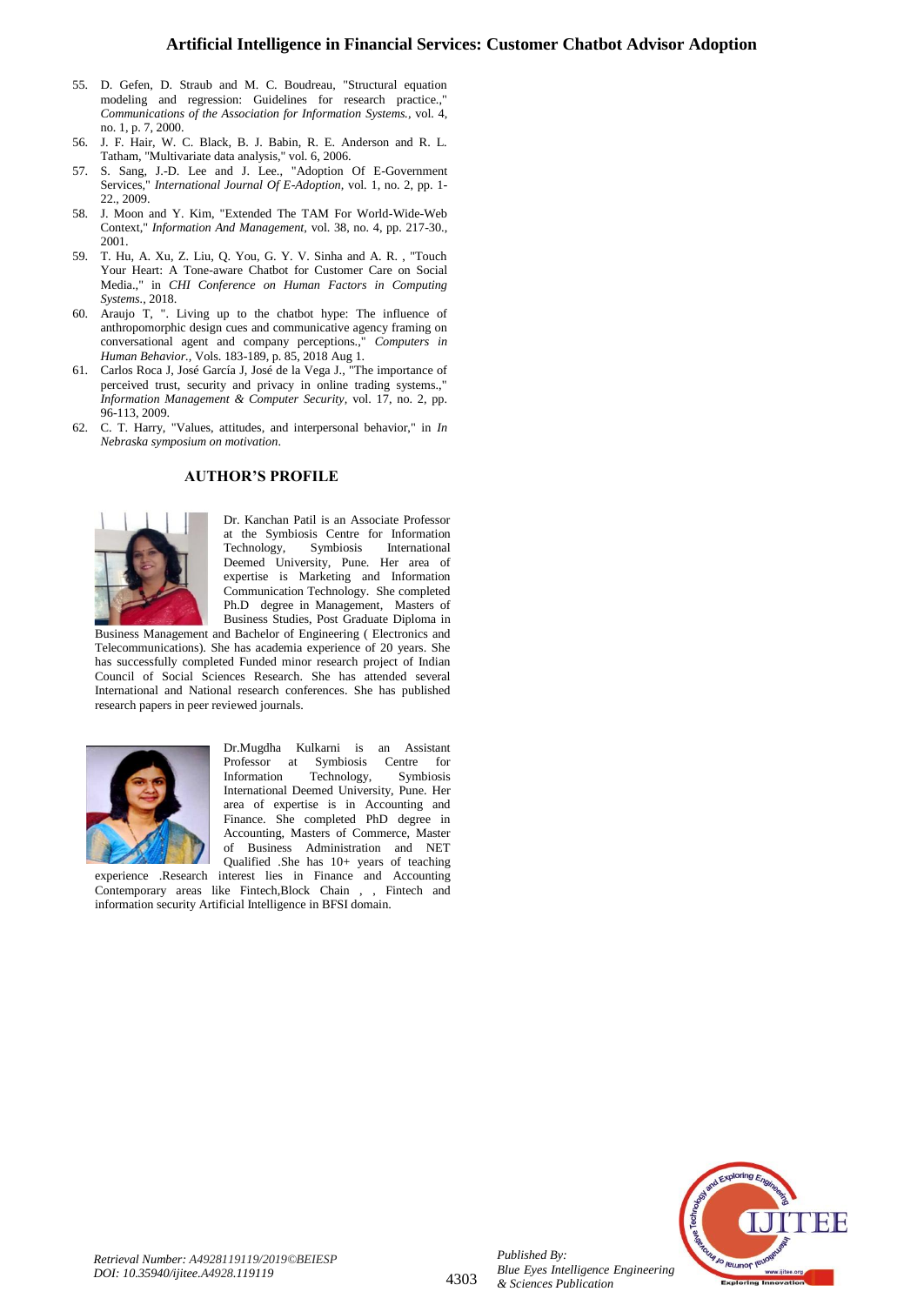55. D. Gefen, D. Straub and M. C. Boudreau, "Structural equation modeling and regression: Guidelines for research practice.," *Communications of the Association for Information Systems.*, vol. 4, no. 1, p. 7, 2000.
56. J. F. Hair, W. C. Black, B. J. Babin, R. E. Anderson and R. L. Tatham, "Multivariate data analysis," vol. 6, 2006.
57. S. Sang, J.-D. Lee and J. Lee., "Adoption Of E-Government Services," *International Journal Of E-Adoption*, vol. 1, no. 2, pp. 1-22., 2009.
58. J. Moon and Y. Kim, "Extended The TAM For World-Wide-Web Context," *Information And Management*, vol. 38, no. 4, pp. 217-30., 2001.
59. T. Hu, A. Xu, Z. Liu, Q. You, G. Y. V. Sinha and A. R. , "Touch Your Heart: A Tone-aware Chatbot for Customer Care on Social Media.," in *CHI Conference on Human Factors in Computing Systems.*, 2018.
60. Araujo T, ". Living up to the chatbot hype: The influence of anthropomorphic design cues and communicative agency framing on conversational agent and company perceptions.," *Computers in Human Behavior.*, Vols. 183-189, p. 85, 2018 Aug 1.
61. Carlos Roca J, José García J, José de la Vega J., "The importance of perceived trust, security and privacy in online trading systems.," *Information Management & Computer Security*, vol. 17, no. 2, pp. 96-113, 2009.
62. C. T. Harry, "Values, attitudes, and interpersonal behavior," in *In Nebraska symposium on motivation*.

## AUTHOR'S PROFILE

Dr. Kanchan Patil is an Associate Professor at the Symbiosis Centre for Information Technology, Symbiosis International Deemed University, Pune. Her area of expertise is Marketing and Information Communication Technology. She completed Ph.D degree in Management, Masters of Business Studies, Post Graduate Diploma in Business Management and Bachelor of Engineering ( Electronics and Telecommunications). She has academia experience of 20 years. She has successfully completed Funded minor research project of Indian Council of Social Sciences Research. She has attended several International and National research conferences. She has published research papers in peer reviewed journals.

Dr.Mugdha Kulkarni is an Assistant Professor at Symbiosis Centre for Information Technology, Symbiosis International Deemed University, Pune. Her area of expertise is in Accounting and Finance. She completed PhD degree in Accounting, Masters of Commerce, Master of Business Administration and NET Qualified .She has 10+ years of teaching experience .Research interest lies in Finance and Accounting Contemporary areas like Fintech,Block Chain , , Fintech and information security Artificial Intelligence in BFSI domain.